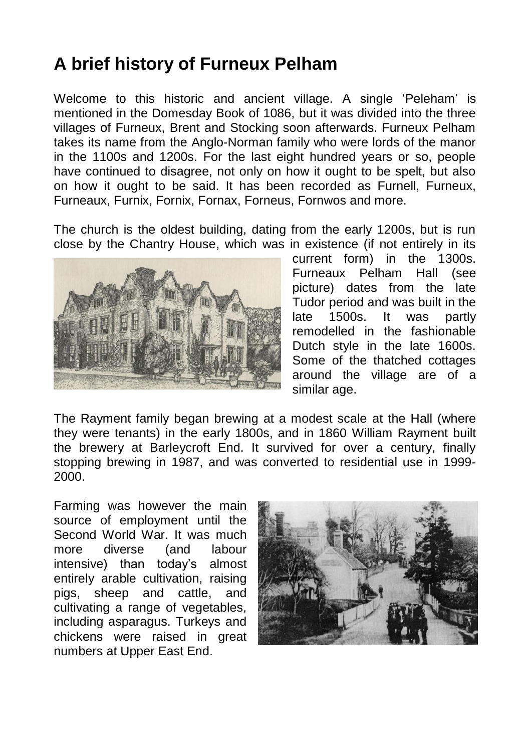# A brief history of Furneux Pelham

Welcome to this historic and ancient village. A single 'Peleham' is mentioned in the Domesday Book of 1086, but it was divided into the three villages of Furneux, Brent and Stocking soon afterwards. Furneux Pelham takes its name from the Anglo-Norman family who were lords of the manor in the 1100s and 1200s. For the last eight hundred years or so, people have continued to disagree, not only on how it ought to be spelt, but also on how it ought to be said. It has been recorded as Furnell, Furneux, Furneaux, Furnix, Fornix, Fornax, Forneus, Fornwos and more.

The church is the oldest building, dating from the early 1200s, but is run close by the Chantry House, which was in existence (if not entirely in its current form) in the 1300s. Furneaux Pelham Hall (see picture) dates from the late Tudor period and was built in the late 1500s. It was partly remodelled in the fashionable Dutch style in the late 1600s. Some of the thatched cottages around the village are of a similar age.

The Rayment family began brewing at a modest scale at the Hall (where they were tenants) in the early 1800s, and in 1860 William Rayment built the brewery at Barleycroft End. It survived for over a century, finally stopping brewing in 1987, and was converted to residential use in 1999-2000.

Farming was however the main source of employment until the Second World War. It was much more diverse (and labour intensive) than today's almost entirely arable cultivation, raising pigs, sheep and cattle, and cultivating a range of vegetables, including asparagus. Turkeys and chickens were raised in great numbers at Upper East End.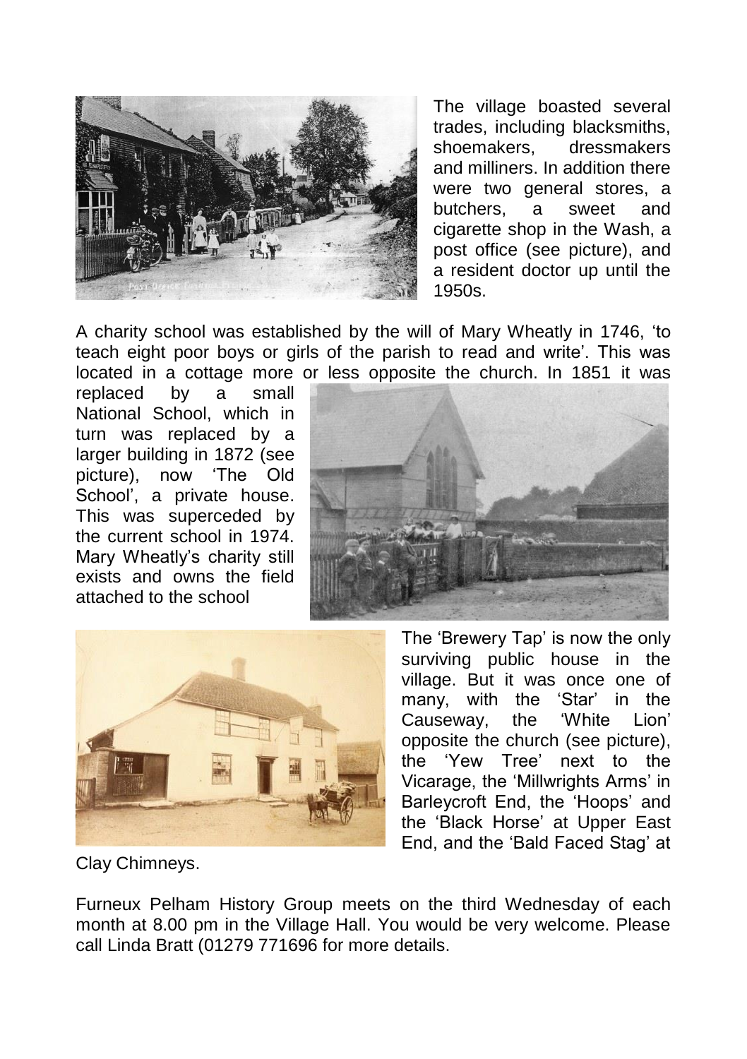The village boasted several trades, including blacksmiths, shoemakers, dressmakers and milliners. In addition there were two general stores, a butchers, a sweet and cigarette shop in the Wash, a post office (see picture), and a resident doctor up until the 1950s.

A charity school was established by the will of Mary Wheatly in 1746, 'to teach eight poor boys or girls of the parish to read and write'. This was located in a cottage more or less opposite the church. In 1851 it was replaced by a small National School, which in turn was replaced by a larger building in 1872 (see picture), now 'The Old School', a private house. This was superceded by the current school in 1974. Mary Wheatly's charity still exists and owns the field attached to the school

The 'Brewery Tap' is now the only surviving public house in the village. But it was once one of many, with the 'Star' in the Causeway, the 'White Lion' opposite the church (see picture), the 'Yew Tree' next to the Vicarage, the 'Millwrights Arms' in Barleycroft End, the 'Hoops' and the 'Black Horse' at Upper East End, and the 'Bald Faced Stag' at Clay Chimneys.

Furneux Pelham History Group meets on the third Wednesday of each month at 8.00 pm in the Village Hall. You would be very welcome. Please call Linda Bratt (01279 771696 for more details.